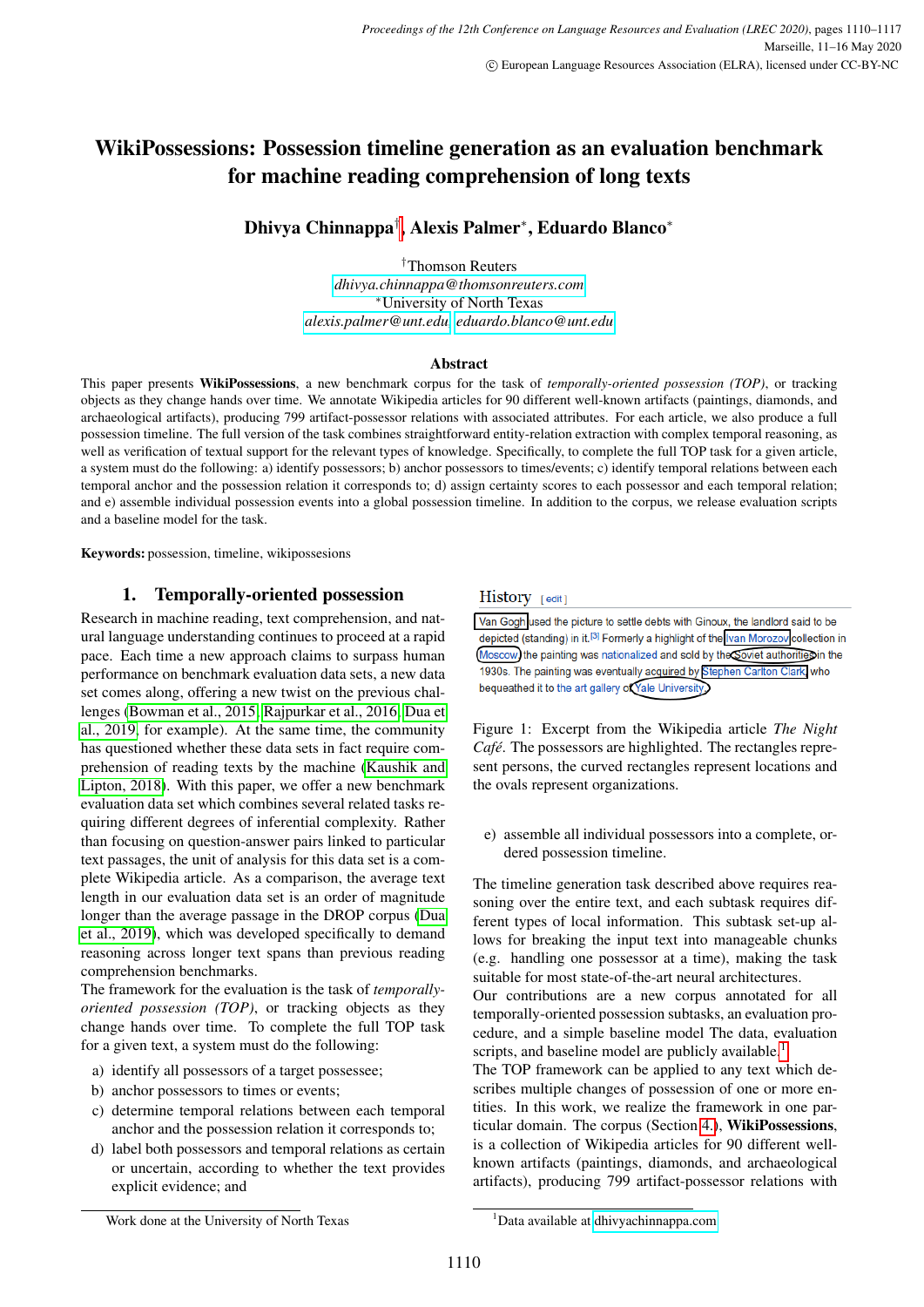# WikiPossessions: Possession timeline generation as an evaluation benchmark for machine reading comprehension of long texts

**Dhivya Chinnappa[†], Alexis Palmer[*], Eduardo Blanco[*]**

[†]Thomson Reuters
dhivya.chinnappa@thomsonreuters.com
[*]University of North Texas
alexis.palmer@unt.edu, eduardo.blanco@unt.edu

### Abstract

This paper presents **WikiPossessions**, a new benchmark corpus for the task of *temporally-oriented possession (TOP)*, or tracking objects as they change hands over time. We annotate Wikipedia articles for 90 different well-known artifacts (paintings, diamonds, and archaeological artifacts), producing 799 artifact-possessor relations with associated attributes. For each article, we also produce a full possession timeline. The full version of the task combines straightforward entity-relation extraction with complex temporal reasoning, as well as verification of textual support for the relevant types of knowledge. Specifically, to complete the full TOP task for a given article, a system must do the following: a) identify possessors; b) anchor possessors to times/events; c) identify temporal relations between each temporal anchor and the possession relation it corresponds to; d) assign certainty scores to each possessor and each temporal relation; and e) assemble individual possession events into a global possession timeline. In addition to the corpus, we release evaluation scripts and a baseline model for the task.

**Keywords:** possession, timeline, wikipossesions

## 1. Temporally-oriented possession

Research in machine reading, text comprehension, and natural language understanding continues to proceed at a rapid pace. Each time a new approach claims to surpass human performance on benchmark evaluation data sets, a new data set comes along, offering a new twist on the previous challenges (Bowman et al., 2015; Rajpurkar et al., 2016; Dua et al., 2019, for example). At the same time, the community has questioned whether these data sets in fact require comprehension of reading texts by the machine (Kaushik and Lipton, 2018). With this paper, we offer a new benchmark evaluation data set which combines several related tasks requiring different degrees of inferential complexity. Rather than focusing on question-answer pairs linked to particular text passages, the unit of analysis for this data set is a complete Wikipedia article. As a comparison, the average text length in our evaluation data set is an order of magnitude longer than the average passage in the DROP corpus (Dua et al., 2019), which was developed specifically to demand reasoning across longer text spans than previous reading comprehension benchmarks.

The framework for the evaluation is the task of *temporally-oriented possession (TOP)*, or tracking objects as they change hands over time. To complete the full TOP task for a given text, a system must do the following:

a) identify all possessors of a target possessee;
b) anchor possessors to times or events;
c) determine temporal relations between each temporal anchor and the possession relation it corresponds to;
d) label both possessors and temporal relations as certain or uncertain, according to whether the text provides explicit evidence; and
e) assemble all individual possessors into a complete, ordered possession timeline.

History [edit]

Van Gogh used the picture to settle debts with Ginoux, the landlord said to be depicted (standing) in it.[3] Formerly a highlight of the Ivan Morozov collection in Moscow, the painting was nationalized and sold by the Soviet authorities in the 1930s. The painting was eventually acquired by Stephen Carlton Clark, who bequeathed it to the art gallery of Yale University.

Figure 1: Excerpt from the Wikipedia article *The Night Café*. The possessors are highlighted. The rectangles represent persons, the curved rectangles represent locations and the ovals represent organizations.

The timeline generation task described above requires reasoning over the entire text, and each subtask requires different types of local information. This subtask set-up allows for breaking the input text into manageable chunks (e.g. handling one possessor at a time), making the task suitable for most state-of-the-art neural architectures.

Our contributions are a new corpus annotated for all temporally-oriented possession subtasks, an evaluation procedure, and a simple baseline model The data, evaluation scripts, and baseline model are publicly available.[1]

The TOP framework can be applied to any text which describes multiple changes of possession of one or more entities. In this work, we realize the framework in one particular domain. The corpus (Section 4.), **WikiPossessions**, is a collection of Wikipedia articles for 90 different well-known artifacts (paintings, diamonds, and archaeological artifacts), producing 799 artifact-possessor relations with

Work done at the University of North Texas

[1] Data available at dhivyachinnappa.com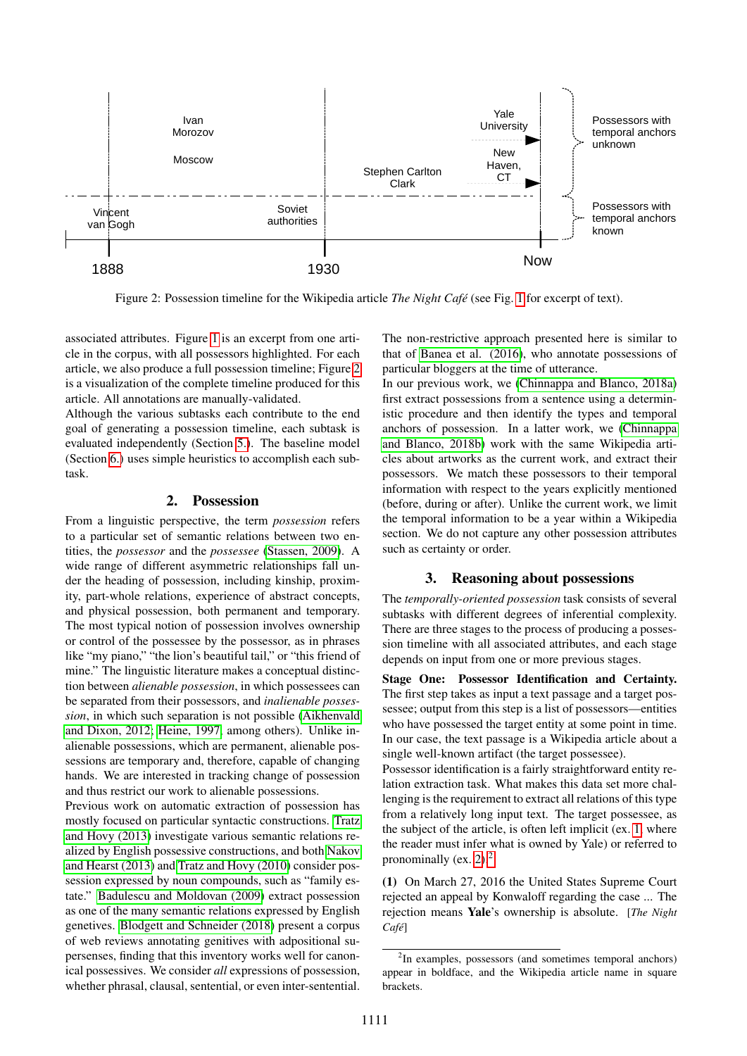Figure 2: Possession timeline for the Wikipedia article *The Night Café* (see Fig. 1 for excerpt of text).

associated attributes. Figure 1 is an excerpt from one article in the corpus, with all possessors highlighted. For each article, we also produce a full possession timeline; Figure 2 is a visualization of the complete timeline produced for this article. All annotations are manually-validated.

Although the various subtasks each contribute to the end goal of generating a possession timeline, each subtask is evaluated independently (Section 5.). The baseline model (Section 6.) uses simple heuristics to accomplish each subtask.

## 2. Possession

From a linguistic perspective, the term *possession* refers to a particular set of semantic relations between two entities, the *possessor* and the *possessee* (Stassen, 2009). A wide range of different asymmetric relationships fall under the heading of possession, including kinship, proximity, part-whole relations, experience of abstract concepts, and physical possession, both permanent and temporary. The most typical notion of possession involves ownership or control of the possessee by the possessor, as in phrases like "my piano," "the lion's beautiful tail," or "this friend of mine." The linguistic literature makes a conceptual distinction between *alienable possession*, in which possessees can be separated from their possessors, and *inalienable possession*, in which such separation is not possible (Aikhenvald and Dixon, 2012; Heine, 1997, among others). Unlike inalienable possessions, which are permanent, alienable possessions are temporary and, therefore, capable of changing hands. We are interested in tracking change of possession and thus restrict our work to alienable possessions.

Previous work on automatic extraction of possession has mostly focused on particular syntactic constructions. Tratz and Hovy (2013) investigate various semantic relations realized by English possessive constructions, and both Nakov and Hearst (2013) and Tratz and Hovy (2010) consider possession expressed by noun compounds, such as "family estate." Badulescu and Moldovan (2009) extract possession as one of the many semantic relations expressed by English genetives. Blodgett and Schneider (2018) present a corpus of web reviews annotating genitives with adpositional supersenses, finding that this inventory works well for canonical possessives. We consider *all* expressions of possession, whether phrasal, clausal, sentential, or even inter-sentential.

The non-restrictive approach presented here is similar to that of Banea et al. (2016), who annotate possessions of particular bloggers at the time of utterance.

In our previous work, we (Chinnappa and Blanco, 2018a) first extract possessions from a sentence using a deterministic procedure and then identify the types and temporal anchors of possession. In a latter work, we (Chinnappa and Blanco, 2018b) work with the same Wikipedia articles about artworks as the current work, and extract their possessors. We match these possessors to their temporal information with respect to the years explicitly mentioned (before, during or after). Unlike the current work, we limit the temporal information to be a year within a Wikipedia section. We do not capture any other possession attributes such as certainty or order.

## 3. Reasoning about possessions

The *temporally-oriented possession* task consists of several subtasks with different degrees of inferential complexity. There are three stages to the process of producing a possession timeline with all associated attributes, and each stage depends on input from one or more previous stages.

**Stage One: Possessor Identification and Certainty.** The first step takes as input a text passage and a target possessee; output from this step is a list of possessors—entities who have possessed the target entity at some point in time. In our case, the text passage is a Wikipedia article about a single well-known artifact (the target possessee).

Possessor identification is a fairly straightforward entity relation extraction task. What makes this data set more challenging is the requirement to extract all relations of this type from a relatively long input text. The target possessee, as the subject of the article, is often left implicit (ex. 1, where the reader must infer what is owned by Yale) or referred to pronominally (ex. 2).[2]

**(1)** On March 27, 2016 the United States Supreme Court rejected an appeal by Konwaloff regarding the case ... The rejection means **Yale**'s ownership is absolute. [*The Night Café*]

[2] In examples, possessors (and sometimes temporal anchors) appear in boldface, and the Wikipedia article name in square brackets.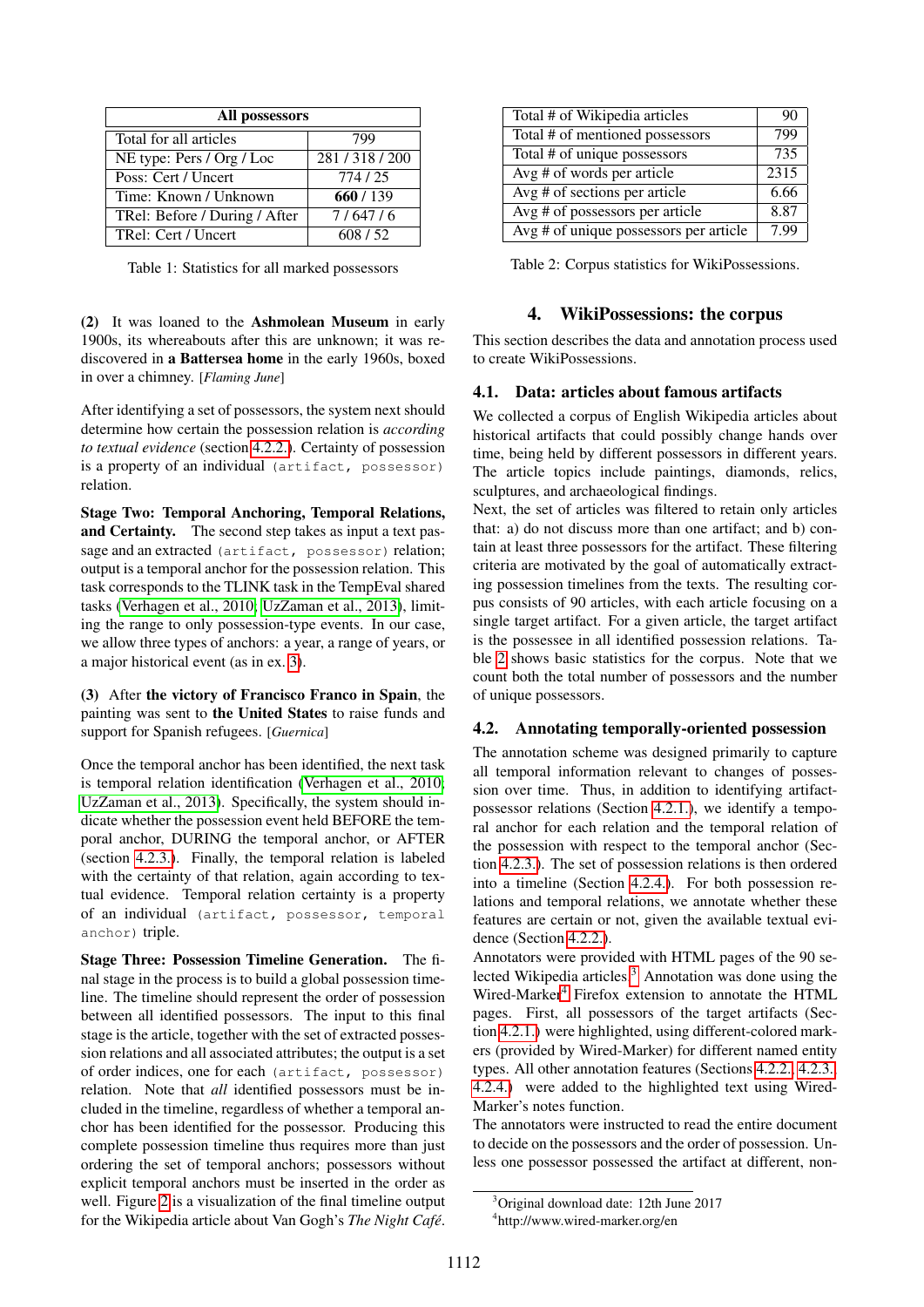| All possessors | |
|---|---|
| Total for all articles | 799 |
| NE type: Pers / Org / Loc | 281 / 318 / 200 |
| Poss: Cert / Uncert | 774 / 25 |
| Time: Known / Unknown | **660** / 139 |
| TRel: Before / During / After | 7 / 647 / 6 |
| TRel: Cert / Uncert | 608 / 52 |

Table 1: Statistics for all marked possessors

**(2)** It was loaned to the **Ashmolean Museum** in early 1900s, its whereabouts after this are unknown; it was rediscovered in **a Battersea home** in the early 1960s, boxed in over a chimney. [*Flaming June*]

After identifying a set of possessors, the system next should determine how certain the possession relation is *according to textual evidence* (section 4.2.2.). Certainty of possession is a property of an individual `(artifact, possessor)` relation.

**Stage Two: Temporal Anchoring, Temporal Relations, and Certainty.** The second step takes as input a text passage and an extracted `(artifact, possessor)` relation; output is a temporal anchor for the possession relation. This task corresponds to the TLINK task in the TempEval shared tasks (Verhagen et al., 2010; UzZaman et al., 2013), limiting the range to only possession-type events. In our case, we allow three types of anchors: a year, a range of years, or a major historical event (as in ex. 3).

**(3)** After **the victory of Francisco Franco in Spain**, the painting was sent to **the United States** to raise funds and support for Spanish refugees. [*Guernica*]

Once the temporal anchor has been identified, the next task is temporal relation identification (Verhagen et al., 2010; UzZaman et al., 2013). Specifically, the system should indicate whether the possession event held BEFORE the temporal anchor, DURING the temporal anchor, or AFTER (section 4.2.3.). Finally, the temporal relation is labeled with the certainty of that relation, again according to textual evidence. Temporal relation certainty is a property of an individual `(artifact, possessor, temporal anchor)` triple.

**Stage Three: Possession Timeline Generation.** The final stage in the process is to build a global possession timeline. The timeline should represent the order of possession between all identified possessors. The input to this final stage is the article, together with the set of extracted possession relations and all associated attributes; the output is a set of order indices, one for each `(artifact, possessor)` relation. Note that *all* identified possessors must be included in the timeline, regardless of whether a temporal anchor has been identified for the possessor. Producing this complete possession timeline thus requires more than just ordering the set of temporal anchors; possessors without explicit temporal anchors must be inserted in the order as well. Figure 2 is a visualization of the final timeline output for the Wikipedia article about Van Gogh's *The Night Café*.

| | |
|---|---|
| Total # of Wikipedia articles | 90 |
| Total # of mentioned possessors | 799 |
| Total # of unique possessors | 735 |
| Avg # of words per article | 2315 |
| Avg # of sections per article | 6.66 |
| Avg # of possessors per article | 8.87 |
| Avg # of unique possessors per article | 7.99 |

Table 2: Corpus statistics for WikiPossessions.

## 4. WikiPossessions: the corpus

This section describes the data and annotation process used to create WikiPossessions.

### 4.1. Data: articles about famous artifacts

We collected a corpus of English Wikipedia articles about historical artifacts that could possibly change hands over time, being held by different possessors in different years. The article topics include paintings, diamonds, relics, sculptures, and archaeological findings.

Next, the set of articles was filtered to retain only articles that: a) do not discuss more than one artifact; and b) contain at least three possessors for the artifact. These filtering criteria are motivated by the goal of automatically extracting possession timelines from the texts. The resulting corpus consists of 90 articles, with each article focusing on a single target artifact. For a given article, the target artifact is the possessee in all identified possession relations. Table 2 shows basic statistics for the corpus. Note that we count both the total number of possessors and the number of unique possessors.

### 4.2. Annotating temporally-oriented possession

The annotation scheme was designed primarily to capture all temporal information relevant to changes of possession over time. Thus, in addition to identifying artifact-possessor relations (Section 4.2.1.), we identify a temporal anchor for each relation and the temporal relation of the possession with respect to the temporal anchor (Section 4.2.3.). The set of possession relations is then ordered into a timeline (Section 4.2.4.). For both possession relations and temporal relations, we annotate whether these features are certain or not, given the available textual evidence (Section 4.2.2.).

Annotators were provided with HTML pages of the 90 selected Wikipedia articles.[3] Annotation was done using the Wired-Marker[4] Firefox extension to annotate the HTML pages. First, all possessors of the target artifacts (Section 4.2.1.) were highlighted, using different-colored markers (provided by Wired-Marker) for different named entity types. All other annotation features (Sections 4.2.2., 4.2.3., 4.2.4.) were added to the highlighted text using Wired-Marker's notes function.

The annotators were instructed to read the entire document to decide on the possessors and the order of possession. Unless one possessor possessed the artifact at different, non-

[3] Original download date: 12th June 2017

[4] http://www.wired-marker.org/en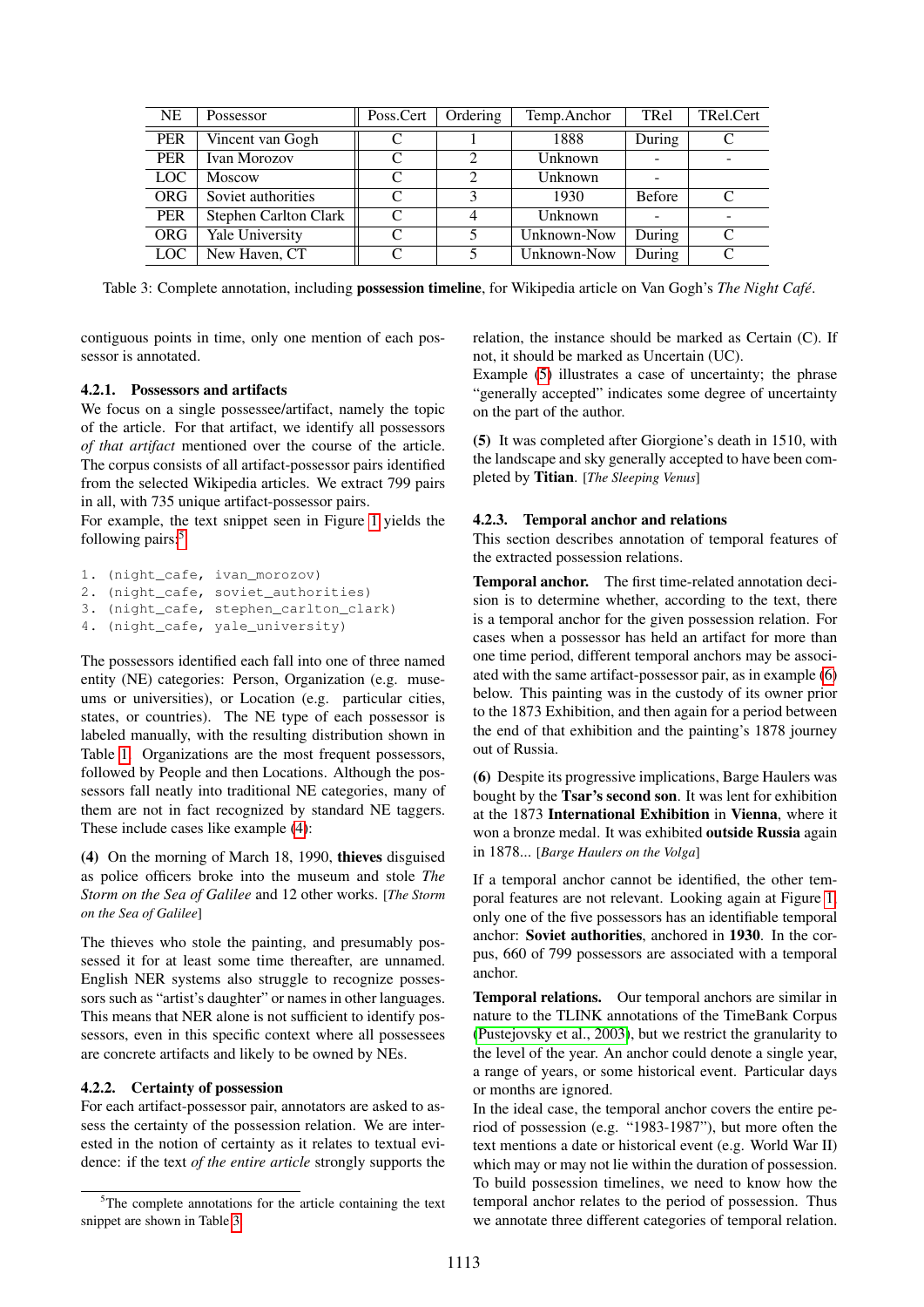| NE | Possessor | Poss.Cert | Ordering | Temp.Anchor | TRel | TRel.Cert |
|---|---|---|---|---|---|---|
| PER | Vincent van Gogh | C | 1 | 1888 | During | C |
| PER | Ivan Morozov | C | 2 | Unknown | - | - |
| LOC | Moscow | C | 2 | Unknown | - | |
| ORG | Soviet authorities | C | 3 | 1930 | Before | C |
| PER | Stephen Carlton Clark | C | 4 | Unknown | - | - |
| ORG | Yale University | C | 5 | Unknown-Now | During | C |
| LOC | New Haven, CT | C | 5 | Unknown-Now | During | C |

Table 3: Complete annotation, including **possession timeline**, for Wikipedia article on Van Gogh's *The Night Café*.

contiguous points in time, only one mention of each possessor is annotated.

#### 4.2.1. Possessors and artifacts

We focus on a single possessee/artifact, namely the topic of the article. For that artifact, we identify all possessors *of that artifact* mentioned over the course of the article. The corpus consists of all artifact-possessor pairs identified from the selected Wikipedia articles. We extract 799 pairs in all, with 735 unique artifact-possessor pairs.

For example, the text snippet seen in Figure 1 yields the following pairs:[5]

```
1. (night_cafe, ivan_morozov)
2. (night_cafe, soviet_authorities)
3. (night_cafe, stephen_carlton_clark)
4. (night_cafe, yale_university)
```

The possessors identified each fall into one of three named entity (NE) categories: Person, Organization (e.g. museums or universities), or Location (e.g. particular cities, states, or countries). The NE type of each possessor is labeled manually, with the resulting distribution shown in Table 1. Organizations are the most frequent possessors, followed by People and then Locations. Although the possessors fall neatly into traditional NE categories, many of them are not in fact recognized by standard NE taggers. These include cases like example (4):

**(4)** On the morning of March 18, 1990, **thieves** disguised as police officers broke into the museum and stole *The Storm on the Sea of Galilee* and 12 other works. [*The Storm on the Sea of Galilee*]

The thieves who stole the painting, and presumably possessed it for at least some time thereafter, are unnamed. English NER systems also struggle to recognize possessors such as "artist's daughter" or names in other languages. This means that NER alone is not sufficient to identify possessors, even in this specific context where all possessees are concrete artifacts and likely to be owned by NEs.

#### 4.2.2. Certainty of possession

For each artifact-possessor pair, annotators are asked to assess the certainty of the possession relation. We are interested in the notion of certainty as it relates to textual evidence: if the text *of the entire article* strongly supports the relation, the instance should be marked as Certain (C). If not, it should be marked as Uncertain (UC).

Example (5) illustrates a case of uncertainty; the phrase "generally accepted" indicates some degree of uncertainty on the part of the author.

**(5)** It was completed after Giorgione's death in 1510, with the landscape and sky generally accepted to have been completed by **Titian**. [*The Sleeping Venus*]

#### 4.2.3. Temporal anchor and relations

This section describes annotation of temporal features of the extracted possession relations.

**Temporal anchor.** The first time-related annotation decision is to determine whether, according to the text, there is a temporal anchor for the given possession relation. For cases when a possessor has held an artifact for more than one time period, different temporal anchors may be associated with the same artifact-possessor pair, as in example (6) below. This painting was in the custody of its owner prior to the 1873 Exhibition, and then again for a period between the end of that exhibition and the painting's 1878 journey out of Russia.

**(6)** Despite its progressive implications, Barge Haulers was bought by the **Tsar's second son**. It was lent for exhibition at the 1873 **International Exhibition** in **Vienna**, where it won a bronze medal. It was exhibited **outside Russia** again in 1878... [*Barge Haulers on the Volga*]

If a temporal anchor cannot be identified, the other temporal features are not relevant. Looking again at Figure 1, only one of the five possessors has an identifiable temporal anchor: **Soviet authorities**, anchored in **1930**. In the corpus, 660 of 799 possessors are associated with a temporal anchor.

**Temporal relations.** Our temporal anchors are similar in nature to the TLINK annotations of the TimeBank Corpus (Pustejovsky et al., 2003), but we restrict the granularity to the level of the year. An anchor could denote a single year, a range of years, or some historical event. Particular days or months are ignored.

In the ideal case, the temporal anchor covers the entire period of possession (e.g. "1983-1987"), but more often the text mentions a date or historical event (e.g. World War II) which may or may not lie within the duration of possession. To build possession timelines, we need to know how the temporal anchor relates to the period of possession. Thus we annotate three different categories of temporal relation.

[5] The complete annotations for the article containing the text snippet are shown in Table 3.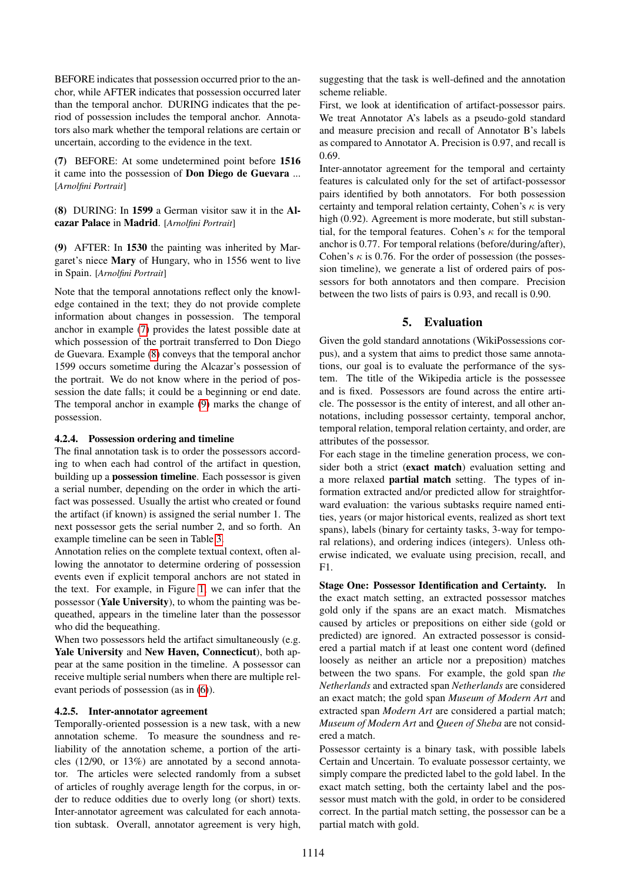BEFORE indicates that possession occurred prior to the anchor, while AFTER indicates that possession occurred later than the temporal anchor. DURING indicates that the period of possession includes the temporal anchor. Annotators also mark whether the temporal relations are certain or uncertain, according to the evidence in the text.

**(7)** BEFORE: At some undetermined point before **1516** it came into the possession of **Don Diego de Guevara** ... [*Arnolfini Portrait*]

**(8)** DURING: In **1599** a German visitor saw it in the **Alcazar Palace** in **Madrid**. [*Arnolfini Portrait*]

**(9)** AFTER: In **1530** the painting was inherited by Margaret's niece **Mary** of Hungary, who in 1556 went to live in Spain. [*Arnolfini Portrait*]

Note that the temporal annotations reflect only the knowledge contained in the text; they do not provide complete information about changes in possession. The temporal anchor in example (7) provides the latest possible date at which possession of the portrait transferred to Don Diego de Guevara. Example (8) conveys that the temporal anchor 1599 occurs sometime during the Alcazar's possession of the portrait. We do not know where in the period of possession the date falls; it could be a beginning or end date. The temporal anchor in example (9) marks the change of possession.

#### 4.2.4. Possession ordering and timeline

The final annotation task is to order the possessors according to when each had control of the artifact in question, building up a **possession timeline**. Each possessor is given a serial number, depending on the order in which the artifact was possessed. Usually the artist who created or found the artifact (if known) is assigned the serial number 1. The next possessor gets the serial number 2, and so forth. An example timeline can be seen in Table 3.

Annotation relies on the complete textual context, often allowing the annotator to determine ordering of possession events even if explicit temporal anchors are not stated in the text. For example, in Figure 1, we can infer that the possessor (**Yale University**), to whom the painting was bequeathed, appears in the timeline later than the possessor who did the bequeathing.

When two possessors held the artifact simultaneously (e.g. **Yale University** and **New Haven, Connecticut**), both appear at the same position in the timeline. A possessor can receive multiple serial numbers when there are multiple relevant periods of possession (as in (6)).

#### 4.2.5. Inter-annotator agreement

Temporally-oriented possession is a new task, with a new annotation scheme. To measure the soundness and reliability of the annotation scheme, a portion of the articles (12/90, or 13%) are annotated by a second annotator. The articles were selected randomly from a subset of articles of roughly average length for the corpus, in order to reduce oddities due to overly long (or short) texts. Inter-annotator agreement was calculated for each annotation subtask. Overall, annotator agreement is very high, suggesting that the task is well-defined and the annotation scheme reliable.

First, we look at identification of artifact-possessor pairs. We treat Annotator A's labels as a pseudo-gold standard and measure precision and recall of Annotator B's labels as compared to Annotator A. Precision is 0.97, and recall is 0.69.

Inter-annotator agreement for the temporal and certainty features is calculated only for the set of artifact-possessor pairs identified by both annotators. For both possession certainty and temporal relation certainty, Cohen's $\kappa$ is very high (0.92). Agreement is more moderate, but still substantial, for the temporal features. Cohen's $\kappa$ for the temporal anchor is 0.77. For temporal relations (before/during/after), Cohen's $\kappa$ is 0.76. For the order of possession (the possession timeline), we generate a list of ordered pairs of possessors for both annotators and then compare. Precision between the two lists of pairs is 0.93, and recall is 0.90.

## 5. Evaluation

Given the gold standard annotations (WikiPossessions corpus), and a system that aims to predict those same annotations, our goal is to evaluate the performance of the system. The title of the Wikipedia article is the possessee and is fixed. Possessors are found across the entire article. The possessor is the entity of interest, and all other annotations, including possessor certainty, temporal anchor, temporal relation, temporal relation certainty, and order, are attributes of the possessor.

For each stage in the timeline generation process, we consider both a strict (**exact match**) evaluation setting and a more relaxed **partial match** setting. The types of information extracted and/or predicted allow for straightforward evaluation: the various subtasks require named entities, years (or major historical events, realized as short text spans), labels (binary for certainty tasks, 3-way for temporal relations), and ordering indices (integers). Unless otherwise indicated, we evaluate using precision, recall, and F1.

**Stage One: Possessor Identification and Certainty.** In the exact match setting, an extracted possessor matches gold only if the spans are an exact match. Mismatches caused by articles or prepositions on either side (gold or predicted) are ignored. An extracted possessor is considered a partial match if at least one content word (defined loosely as neither an article nor a preposition) matches between the two spans. For example, the gold span *the Netherlands* and extracted span *Netherlands* are considered an exact match; the gold span *Museum of Modern Art* and extracted span *Modern Art* are considered a partial match; *Museum of Modern Art* and *Queen of Sheba* are not considered a match.

Possessor certainty is a binary task, with possible labels Certain and Uncertain. To evaluate possessor certainty, we simply compare the predicted label to the gold label. In the exact match setting, both the certainty label and the possessor must match with the gold, in order to be considered correct. In the partial match setting, the possessor can be a partial match with gold.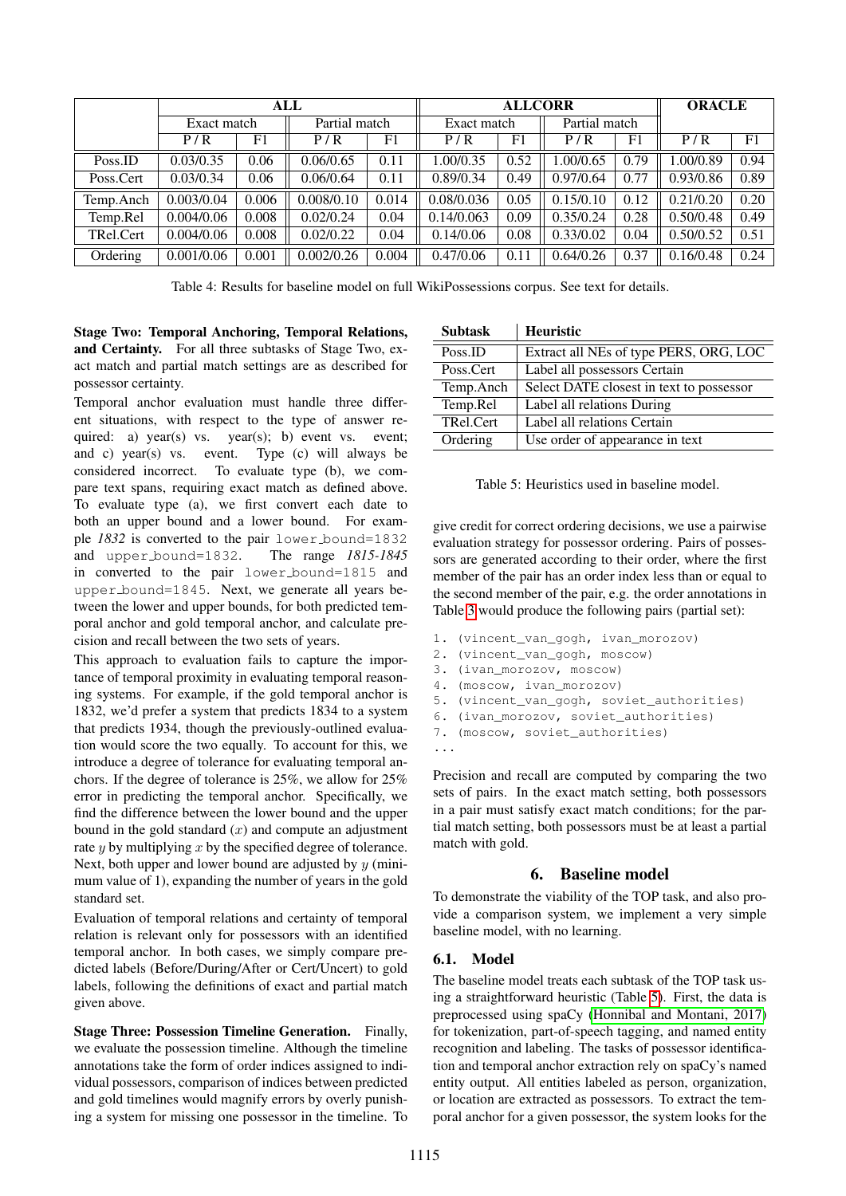|  | ALL |  |  |  | ALLCORR |  |  |  | ORACLE |  |
|---|---|---|---|---|---|---|---|---|---|---|
|  | Exact match |  | Partial match |  | Exact match |  | Partial match |  |  |  |
|  | P / R | F1 | P / R | F1 | P / R | F1 | P / R | F1 | P / R | F1 |
| Poss.ID | 0.03/0.35 | 0.06 | 0.06/0.65 | 0.11 | 1.00/0.35 | 0.52 | 1.00/0.65 | 0.79 | 1.00/0.89 | 0.94 |
| Poss.Cert | 0.03/0.34 | 0.06 | 0.06/0.64 | 0.11 | 0.89/0.34 | 0.49 | 0.97/0.64 | 0.77 | 0.93/0.86 | 0.89 |
| Temp.Anch | 0.003/0.04 | 0.006 | 0.008/0.10 | 0.014 | 0.08/0.036 | 0.05 | 0.15/0.10 | 0.12 | 0.21/0.20 | 0.20 |
| Temp.Rel | 0.004/0.06 | 0.008 | 0.02/0.24 | 0.04 | 0.14/0.063 | 0.09 | 0.35/0.24 | 0.28 | 0.50/0.48 | 0.49 |
| TRel.Cert | 0.004/0.06 | 0.008 | 0.02/0.22 | 0.04 | 0.14/0.06 | 0.08 | 0.33/0.02 | 0.04 | 0.50/0.52 | 0.51 |
| Ordering | 0.001/0.06 | 0.001 | 0.002/0.26 | 0.004 | 0.47/0.06 | 0.11 | 0.64/0.26 | 0.37 | 0.16/0.48 | 0.24 |

Table 4: Results for baseline model on full WikiPossessions corpus. See text for details.

**Stage Two: Temporal Anchoring, Temporal Relations, and Certainty.** For all three subtasks of Stage Two, exact match and partial match settings are as described for possessor certainty.

Temporal anchor evaluation must handle three different situations, with respect to the type of answer required: a) year(s) vs. year(s); b) event vs. event; and c) year(s) vs. event. Type (c) will always be considered incorrect. To evaluate type (b), we compare text spans, requiring exact match as defined above. To evaluate type (a), we first convert each date to both an upper bound and a lower bound. For example *1832* is converted to the pair `lower_bound=1832` and `upper_bound=1832`. The range *1815-1845* in converted to the pair `lower_bound=1815` and `upper_bound=1845`. Next, we generate all years between the lower and upper bounds, for both predicted temporal anchor and gold temporal anchor, and calculate precision and recall between the two sets of years.

This approach to evaluation fails to capture the importance of temporal proximity in evaluating temporal reasoning systems. For example, if the gold temporal anchor is 1832, we'd prefer a system that predicts 1834 to a system that predicts 1934, though the previously-outlined evaluation would score the two equally. To account for this, we introduce a degree of tolerance for evaluating temporal anchors. If the degree of tolerance is 25%, we allow for 25% error in predicting the temporal anchor. Specifically, we find the difference between the lower bound and the upper bound in the gold standard ($x$) and compute an adjustment rate $y$ by multiplying $x$ by the specified degree of tolerance. Next, both upper and lower bound are adjusted by $y$ (minimum value of 1), expanding the number of years in the gold standard set.

Evaluation of temporal relations and certainty of temporal relation is relevant only for possessors with an identified temporal anchor. In both cases, we simply compare predicted labels (Before/During/After or Cert/Uncert) to gold labels, following the definitions of exact and partial match given above.

**Stage Three: Possession Timeline Generation.** Finally, we evaluate the possession timeline. Although the timeline annotations take the form of order indices assigned to individual possessors, comparison of indices between predicted and gold timelines would magnify errors by overly punishing a system for missing one possessor in the timeline. To give credit for correct ordering decisions, we use a pairwise evaluation strategy for possessor ordering. Pairs of possessors are generated according to their order, where the first member of the pair has an order index less than or equal to the second member of the pair, e.g. the order annotations in Table 3 would produce the following pairs (partial set):

```
1. (vincent_van_gogh, ivan_morozov)
2. (vincent_van_gogh, moscow)
3. (ivan_morozov, moscow)
4. (moscow, ivan_morozov)
5. (vincent_van_gogh, soviet_authorities)
6. (ivan_morozov, soviet_authorities)
7. (moscow, soviet_authorities)
...
```

Precision and recall are computed by comparing the two sets of pairs. In the exact match setting, both possessors in a pair must satisfy exact match conditions; for the partial match setting, both possessors must be at least a partial match with gold.

| Subtask | Heuristic |
|---|---|
| Poss.ID | Extract all NEs of type PERS, ORG, LOC |
| Poss.Cert | Label all possessors Certain |
| Temp.Anch | Select DATE closest in text to possessor |
| Temp.Rel | Label all relations During |
| TRel.Cert | Label all relations Certain |
| Ordering | Use order of appearance in text |

Table 5: Heuristics used in baseline model.

## 6. Baseline model

To demonstrate the viability of the TOP task, and also provide a comparison system, we implement a very simple baseline model, with no learning.

### 6.1. Model

The baseline model treats each subtask of the TOP task using a straightforward heuristic (Table 5). First, the data is preprocessed using spaCy (Honnibal and Montani, 2017) for tokenization, part-of-speech tagging, and named entity recognition and labeling. The tasks of possessor identification and temporal anchor extraction rely on spaCy's named entity output. All entities labeled as person, organization, or location are extracted as possessors. To extract the temporal anchor for a given possessor, the system looks for the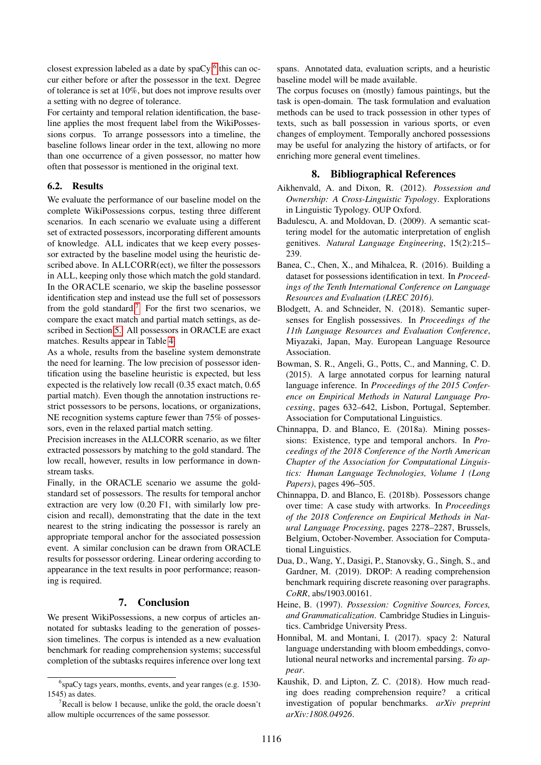closest expression labeled as a date by spaCy;[6] this can occur either before or after the possessor in the text. Degree of tolerance is set at 10%, but does not improve results over a setting with no degree of tolerance.

For certainty and temporal relation identification, the baseline applies the most frequent label from the WikiPossessions corpus. To arrange possessors into a timeline, the baseline follows linear order in the text, allowing no more than one occurrence of a given possessor, no matter how often that possessor is mentioned in the original text.

### 6.2. Results

We evaluate the performance of our baseline model on the complete WikiPossessions corpus, testing three different scenarios. In each scenario we evaluate using a different set of extracted possessors, incorporating different amounts of knowledge. ALL indicates that we keep every possessor extracted by the baseline model using the heuristic described above. In ALLCORR(ect), we filter the possessors in ALL, keeping only those which match the gold standard. In the ORACLE scenario, we skip the baseline possessor identification step and instead use the full set of possessors from the gold standard.[7] For the first two scenarios, we compare the exact match and partial match settings, as described in Section 5. All possessors in ORACLE are exact matches. Results appear in Table 4.

As a whole, results from the baseline system demonstrate the need for learning. The low precision of possessor identification using the baseline heuristic is expected, but less expected is the relatively low recall (0.35 exact match, 0.65 partial match). Even though the annotation instructions restrict possessors to be persons, locations, or organizations, NE recognition systems capture fewer than 75% of possessors, even in the relaxed partial match setting.

Precision increases in the ALLCORR scenario, as we filter extracted possessors by matching to the gold standard. The low recall, however, results in low performance in downstream tasks.

Finally, in the ORACLE scenario we assume the gold-standard set of possessors. The results for temporal anchor extraction are very low (0.20 F1, with similarly low precision and recall), demonstrating that the date in the text nearest to the string indicating the possessor is rarely an appropriate temporal anchor for the associated possession event. A similar conclusion can be drawn from ORACLE results for possessor ordering. Linear ordering according to appearance in the text results in poor performance; reasoning is required.

## 7. Conclusion

We present WikiPossessions, a new corpus of articles annotated for subtasks leading to the generation of possession timelines. The corpus is intended as a new evaluation benchmark for reading comprehension systems; successful completion of the subtasks requires inference over long text spans. Annotated data, evaluation scripts, and a heuristic baseline model will be made available.

The corpus focuses on (mostly) famous paintings, but the task is open-domain. The task formulation and evaluation methods can be used to track possession in other types of texts, such as ball possession in various sports, or even changes of employment. Temporally anchored possessions may be useful for analyzing the history of artifacts, or for enriching more general event timelines.

## 8. Bibliographical References

Aikhenvald, A. and Dixon, R. (2012). *Possession and Ownership: A Cross-Linguistic Typology*. Explorations in Linguistic Typology. OUP Oxford.

Badulescu, A. and Moldovan, D. (2009). A semantic scattering model for the automatic interpretation of english genitives. *Natural Language Engineering*, 15(2):215–239.

Banea, C., Chen, X., and Mihalcea, R. (2016). Building a dataset for possessions identification in text. In *Proceedings of the Tenth International Conference on Language Resources and Evaluation (LREC 2016)*.

Blodgett, A. and Schneider, N. (2018). Semantic supersenses for English possessives. In *Proceedings of the 11th Language Resources and Evaluation Conference*, Miyazaki, Japan, May. European Language Resource Association.

Bowman, S. R., Angeli, G., Potts, C., and Manning, C. D. (2015). A large annotated corpus for learning natural language inference. In *Proceedings of the 2015 Conference on Empirical Methods in Natural Language Processing*, pages 632–642, Lisbon, Portugal, September. Association for Computational Linguistics.

Chinnappa, D. and Blanco, E. (2018a). Mining possessions: Existence, type and temporal anchors. In *Proceedings of the 2018 Conference of the North American Chapter of the Association for Computational Linguistics: Human Language Technologies, Volume 1 (Long Papers)*, pages 496–505.

Chinnappa, D. and Blanco, E. (2018b). Possessors change over time: A case study with artworks. In *Proceedings of the 2018 Conference on Empirical Methods in Natural Language Processing*, pages 2278–2287, Brussels, Belgium, October-November. Association for Computational Linguistics.

Dua, D., Wang, Y., Dasigi, P., Stanovsky, G., Singh, S., and Gardner, M. (2019). DROP: A reading comprehension benchmark requiring discrete reasoning over paragraphs. *CoRR*, abs/1903.00161.

Heine, B. (1997). *Possession: Cognitive Sources, Forces, and Grammaticalization*. Cambridge Studies in Linguistics. Cambridge University Press.

Honnibal, M. and Montani, I. (2017). spacy 2: Natural language understanding with bloom embeddings, convolutional neural networks and incremental parsing. *To appear*.

Kaushik, D. and Lipton, Z. C. (2018). How much reading does reading comprehension require? a critical investigation of popular benchmarks. *arXiv preprint arXiv:1808.04926*.

[6] spaCy tags years, months, events, and year ranges (e.g. 1530-1545) as dates.

[7] Recall is below 1 because, unlike the gold, the oracle doesn't allow multiple occurrences of the same possessor.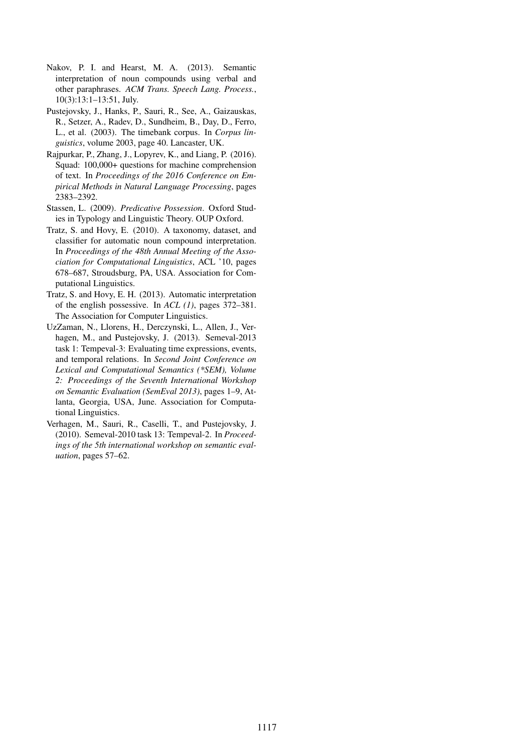Nakov, P. I. and Hearst, M. A. (2013). Semantic interpretation of noun compounds using verbal and other paraphrases. *ACM Trans. Speech Lang. Process.*, 10(3):13:1–13:51, July.

Pustejovsky, J., Hanks, P., Sauri, R., See, A., Gaizauskas, R., Setzer, A., Radev, D., Sundheim, B., Day, D., Ferro, L., et al. (2003). The timebank corpus. In *Corpus linguistics*, volume 2003, page 40. Lancaster, UK.

Rajpurkar, P., Zhang, J., Lopyrev, K., and Liang, P. (2016). Squad: 100,000+ questions for machine comprehension of text. In *Proceedings of the 2016 Conference on Empirical Methods in Natural Language Processing*, pages 2383–2392.

Stassen, L. (2009). *Predicative Possession*. Oxford Studies in Typology and Linguistic Theory. OUP Oxford.

Tratz, S. and Hovy, E. (2010). A taxonomy, dataset, and classifier for automatic noun compound interpretation. In *Proceedings of the 48th Annual Meeting of the Association for Computational Linguistics*, ACL '10, pages 678–687, Stroudsburg, PA, USA. Association for Computational Linguistics.

Tratz, S. and Hovy, E. H. (2013). Automatic interpretation of the english possessive. In *ACL (1)*, pages 372–381. The Association for Computer Linguistics.

UzZaman, N., Llorens, H., Derczynski, L., Allen, J., Verhagen, M., and Pustejovsky, J. (2013). Semeval-2013 task 1: Tempeval-3: Evaluating time expressions, events, and temporal relations. In *Second Joint Conference on Lexical and Computational Semantics (*SEM), Volume 2: Proceedings of the Seventh International Workshop on Semantic Evaluation (SemEval 2013)*, pages 1–9, Atlanta, Georgia, USA, June. Association for Computational Linguistics.

Verhagen, M., Sauri, R., Caselli, T., and Pustejovsky, J. (2010). Semeval-2010 task 13: Tempeval-2. In *Proceedings of the 5th international workshop on semantic evaluation*, pages 57–62.